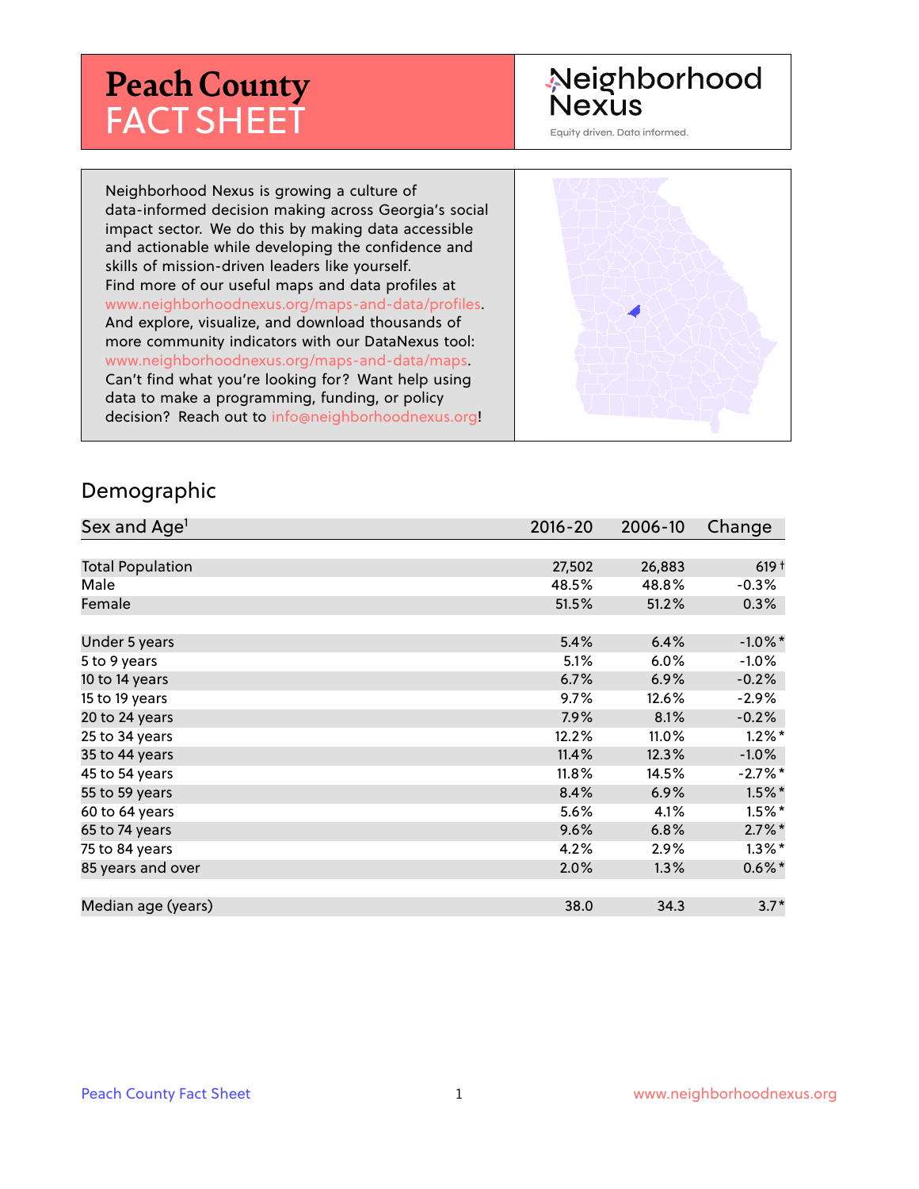# Peach County FACT SHEET

Neighborhood Nexus

Equity driven. Data informed.

Neighborhood Nexus is growing a culture of data-informed decision making across Georgia's social impact sector. We do this by making data accessible and actionable while developing the confidence and skills of mission-driven leaders like yourself. Find more of our useful maps and data profiles at www.neighborhoodnexus.org/maps-and-data/profiles. And explore, visualize, and download thousands of more community indicators with our DataNexus tool: www.neighborhoodnexus.org/maps-and-data/maps. Can't find what you're looking for? Want help using data to make a programming, funding, or policy decision? Reach out to info@neighborhoodnexus.org!

## Demographic

| Sex and Age[1] | 2016-20 | 2006-10 | Change |
|---|---|---|---|
| Total Population | 27,502 | 26,883 | 619 † |
| Male | 48.5% | 48.8% | -0.3% |
| Female | 51.5% | 51.2% | 0.3% |
| Under 5 years | 5.4% | 6.4% | -1.0% * |
| 5 to 9 years | 5.1% | 6.0% | -1.0% |
| 10 to 14 years | 6.7% | 6.9% | -0.2% |
| 15 to 19 years | 9.7% | 12.6% | -2.9% |
| 20 to 24 years | 7.9% | 8.1% | -0.2% |
| 25 to 34 years | 12.2% | 11.0% | 1.2% * |
| 35 to 44 years | 11.4% | 12.3% | -1.0% |
| 45 to 54 years | 11.8% | 14.5% | -2.7% * |
| 55 to 59 years | 8.4% | 6.9% | 1.5% * |
| 60 to 64 years | 5.6% | 4.1% | 1.5% * |
| 65 to 74 years | 9.6% | 6.8% | 2.7% * |
| 75 to 84 years | 4.2% | 2.9% | 1.3% * |
| 85 years and over | 2.0% | 1.3% | 0.6% * |
| Median age (years) | 38.0 | 34.3 | 3.7 * |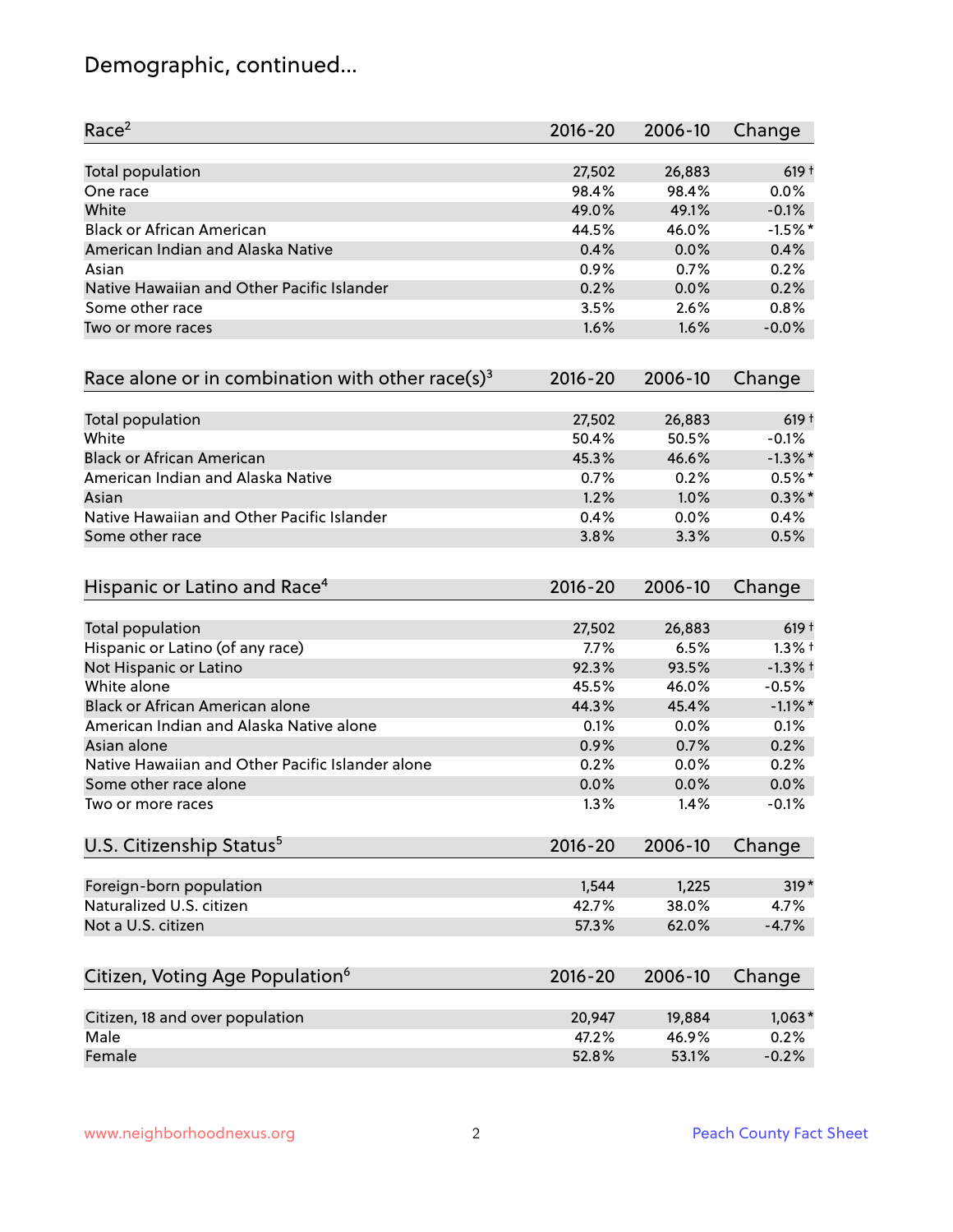# Demographic, continued...

| Race[2] | 2016-20 | 2006-10 | Change |
|---|---|---|---|
| Total population | 27,502 | 26,883 | 619 † |
| One race | 98.4% | 98.4% | 0.0% |
| White | 49.0% | 49.1% | -0.1% |
| Black or African American | 44.5% | 46.0% | -1.5% * |
| American Indian and Alaska Native | 0.4% | 0.0% | 0.4% |
| Asian | 0.9% | 0.7% | 0.2% |
| Native Hawaiian and Other Pacific Islander | 0.2% | 0.0% | 0.2% |
| Some other race | 3.5% | 2.6% | 0.8% |
| Two or more races | 1.6% | 1.6% | -0.0% |

| Race alone or in combination with other race(s)[3] | 2016-20 | 2006-10 | Change |
|---|---|---|---|
| Total population | 27,502 | 26,883 | 619 † |
| White | 50.4% | 50.5% | -0.1% |
| Black or African American | 45.3% | 46.6% | -1.3% * |
| American Indian and Alaska Native | 0.7% | 0.2% | 0.5% * |
| Asian | 1.2% | 1.0% | 0.3% * |
| Native Hawaiian and Other Pacific Islander | 0.4% | 0.0% | 0.4% |
| Some other race | 3.8% | 3.3% | 0.5% |

| Hispanic or Latino and Race[4] | 2016-20 | 2006-10 | Change |
|---|---|---|---|
| Total population | 27,502 | 26,883 | 619 † |
| Hispanic or Latino (of any race) | 7.7% | 6.5% | 1.3% † |
| Not Hispanic or Latino | 92.3% | 93.5% | -1.3% † |
| White alone | 45.5% | 46.0% | -0.5% |
| Black or African American alone | 44.3% | 45.4% | -1.1% * |
| American Indian and Alaska Native alone | 0.1% | 0.0% | 0.1% |
| Asian alone | 0.9% | 0.7% | 0.2% |
| Native Hawaiian and Other Pacific Islander alone | 0.2% | 0.0% | 0.2% |
| Some other race alone | 0.0% | 0.0% | 0.0% |
| Two or more races | 1.3% | 1.4% | -0.1% |

| U.S. Citizenship Status[5] | 2016-20 | 2006-10 | Change |
|---|---|---|---|
| Foreign-born population | 1,544 | 1,225 | 319 * |
| Naturalized U.S. citizen | 42.7% | 38.0% | 4.7% |
| Not a U.S. citizen | 57.3% | 62.0% | -4.7% |

| Citizen, Voting Age Population[6] | 2016-20 | 2006-10 | Change |
|---|---|---|---|
| Citizen, 18 and over population | 20,947 | 19,884 | 1,063 * |
| Male | 47.2% | 46.9% | 0.2% |
| Female | 52.8% | 53.1% | -0.2% |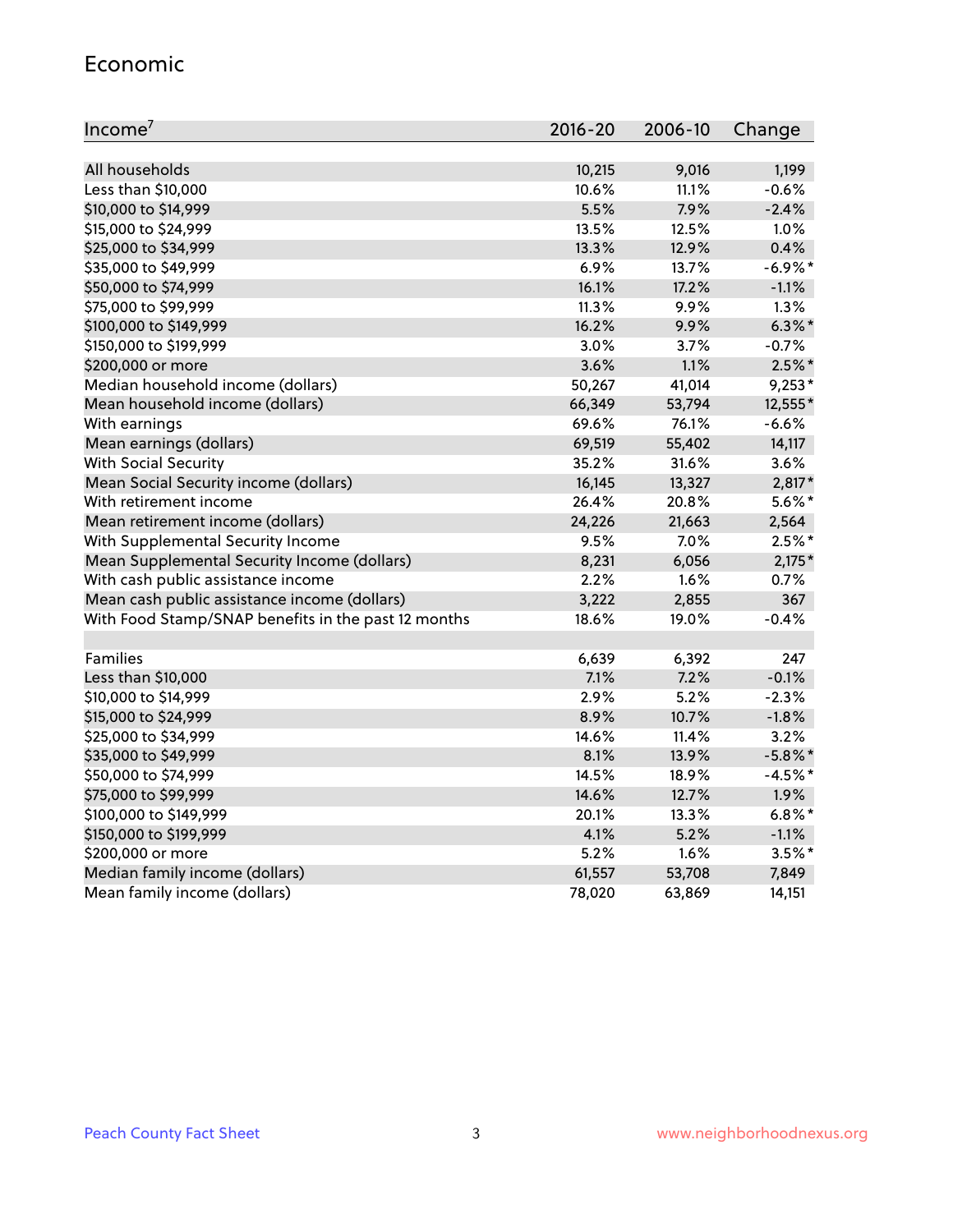## Economic

| Income[7] | 2016-20 | 2006-10 | Change |
|---|---|---|---|
| All households | 10,215 | 9,016 | 1,199 |
| Less than $10,000 | 10.6% | 11.1% | -0.6% |
| $10,000 to $14,999 | 5.5% | 7.9% | -2.4% |
| $15,000 to $24,999 | 13.5% | 12.5% | 1.0% |
| $25,000 to $34,999 | 13.3% | 12.9% | 0.4% |
| $35,000 to $49,999 | 6.9% | 13.7% | -6.9%* |
| $50,000 to $74,999 | 16.1% | 17.2% | -1.1% |
| $75,000 to $99,999 | 11.3% | 9.9% | 1.3% |
| $100,000 to $149,999 | 16.2% | 9.9% | 6.3%* |
| $150,000 to $199,999 | 3.0% | 3.7% | -0.7% |
| $200,000 or more | 3.6% | 1.1% | 2.5%* |
| Median household income (dollars) | 50,267 | 41,014 | 9,253* |
| Mean household income (dollars) | 66,349 | 53,794 | 12,555* |
| With earnings | 69.6% | 76.1% | -6.6% |
| Mean earnings (dollars) | 69,519 | 55,402 | 14,117 |
| With Social Security | 35.2% | 31.6% | 3.6% |
| Mean Social Security income (dollars) | 16,145 | 13,327 | 2,817* |
| With retirement income | 26.4% | 20.8% | 5.6%* |
| Mean retirement income (dollars) | 24,226 | 21,663 | 2,564 |
| With Supplemental Security Income | 9.5% | 7.0% | 2.5%* |
| Mean Supplemental Security Income (dollars) | 8,231 | 6,056 | 2,175* |
| With cash public assistance income | 2.2% | 1.6% | 0.7% |
| Mean cash public assistance income (dollars) | 3,222 | 2,855 | 367 |
| With Food Stamp/SNAP benefits in the past 12 months | 18.6% | 19.0% | -0.4% |
| | | | |
| Families | 6,639 | 6,392 | 247 |
| Less than $10,000 | 7.1% | 7.2% | -0.1% |
| $10,000 to $14,999 | 2.9% | 5.2% | -2.3% |
| $15,000 to $24,999 | 8.9% | 10.7% | -1.8% |
| $25,000 to $34,999 | 14.6% | 11.4% | 3.2% |
| $35,000 to $49,999 | 8.1% | 13.9% | -5.8%* |
| $50,000 to $74,999 | 14.5% | 18.9% | -4.5%* |
| $75,000 to $99,999 | 14.6% | 12.7% | 1.9% |
| $100,000 to $149,999 | 20.1% | 13.3% | 6.8%* |
| $150,000 to $199,999 | 4.1% | 5.2% | -1.1% |
| $200,000 or more | 5.2% | 1.6% | 3.5%* |
| Median family income (dollars) | 61,557 | 53,708 | 7,849 |
| Mean family income (dollars) | 78,020 | 63,869 | 14,151 |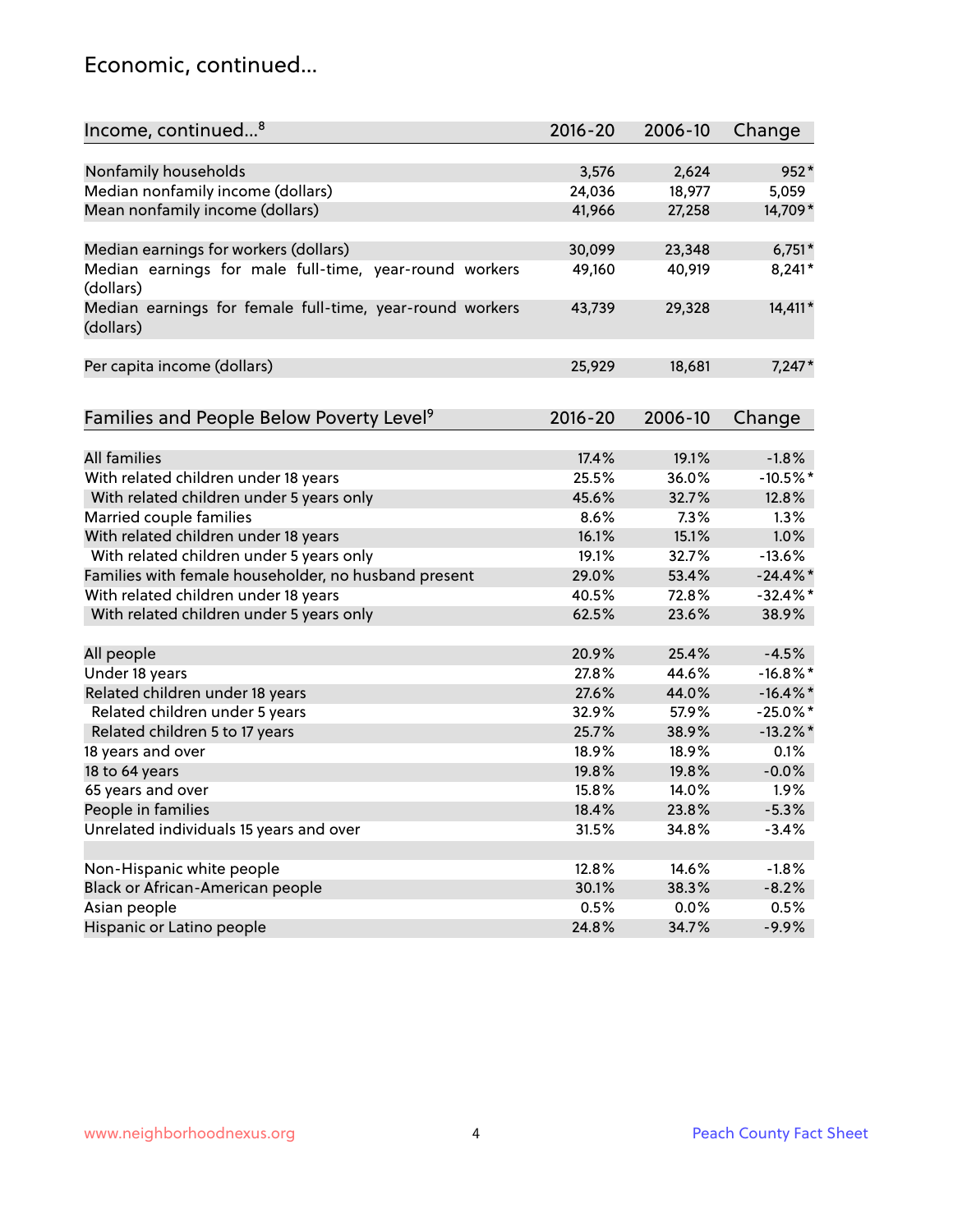## Economic, continued...

| Income, continued...[8] | 2016-20 | 2006-10 | Change |
|---|---|---|---|
| Nonfamily households | 3,576 | 2,624 | 952* |
| Median nonfamily income (dollars) | 24,036 | 18,977 | 5,059 |
| Mean nonfamily income (dollars) | 41,966 | 27,258 | 14,709* |
| Median earnings for workers (dollars) | 30,099 | 23,348 | 6,751* |
| Median earnings for male full-time, year-round workers (dollars) | 49,160 | 40,919 | 8,241* |
| Median earnings for female full-time, year-round workers (dollars) | 43,739 | 29,328 | 14,411* |
| Per capita income (dollars) | 25,929 | 18,681 | 7,247* |

| Families and People Below Poverty Level[9] | 2016-20 | 2006-10 | Change |
|---|---|---|---|
| All families | 17.4% | 19.1% | -1.8% |
| With related children under 18 years | 25.5% | 36.0% | -10.5%* |
| With related children under 5 years only | 45.6% | 32.7% | 12.8% |
| Married couple families | 8.6% | 7.3% | 1.3% |
| With related children under 18 years | 16.1% | 15.1% | 1.0% |
| With related children under 5 years only | 19.1% | 32.7% | -13.6% |
| Families with female householder, no husband present | 29.0% | 53.4% | -24.4%* |
| With related children under 18 years | 40.5% | 72.8% | -32.4%* |
| With related children under 5 years only | 62.5% | 23.6% | 38.9% |
| All people | 20.9% | 25.4% | -4.5% |
| Under 18 years | 27.8% | 44.6% | -16.8%* |
| Related children under 18 years | 27.6% | 44.0% | -16.4%* |
| Related children under 5 years | 32.9% | 57.9% | -25.0%* |
| Related children 5 to 17 years | 25.7% | 38.9% | -13.2%* |
| 18 years and over | 18.9% | 18.9% | 0.1% |
| 18 to 64 years | 19.8% | 19.8% | -0.0% |
| 65 years and over | 15.8% | 14.0% | 1.9% |
| People in families | 18.4% | 23.8% | -5.3% |
| Unrelated individuals 15 years and over | 31.5% | 34.8% | -3.4% |
| Non-Hispanic white people | 12.8% | 14.6% | -1.8% |
| Black or African-American people | 30.1% | 38.3% | -8.2% |
| Asian people | 0.5% | 0.0% | 0.5% |
| Hispanic or Latino people | 24.8% | 34.7% | -9.9% |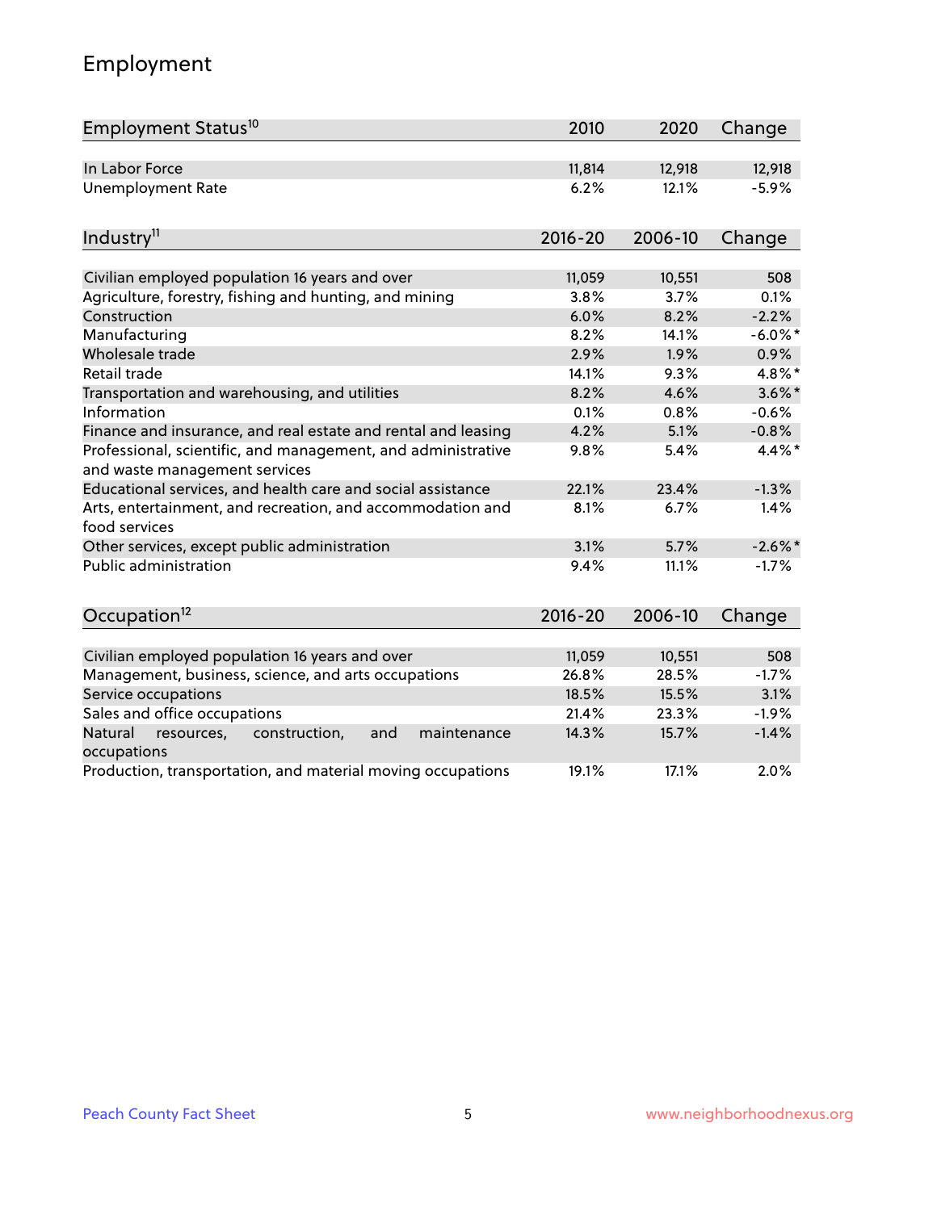# Employment

| Employment Status[10] | 2010 | 2020 | Change |
|---|---|---|---|
| In Labor Force | 11,814 | 12,918 | 12,918 |
| Unemployment Rate | 6.2% | 12.1% | -5.9% |

| Industry[11] | 2016-20 | 2006-10 | Change |
|---|---|---|---|
| Civilian employed population 16 years and over | 11,059 | 10,551 | 508 |
| Agriculture, forestry, fishing and hunting, and mining | 3.8% | 3.7% | 0.1% |
| Construction | 6.0% | 8.2% | -2.2% |
| Manufacturing | 8.2% | 14.1% | -6.0%* |
| Wholesale trade | 2.9% | 1.9% | 0.9% |
| Retail trade | 14.1% | 9.3% | 4.8%* |
| Transportation and warehousing, and utilities | 8.2% | 4.6% | 3.6%* |
| Information | 0.1% | 0.8% | -0.6% |
| Finance and insurance, and real estate and rental and leasing | 4.2% | 5.1% | -0.8% |
| Professional, scientific, and management, and administrative and waste management services | 9.8% | 5.4% | 4.4%* |
| Educational services, and health care and social assistance | 22.1% | 23.4% | -1.3% |
| Arts, entertainment, and recreation, and accommodation and food services | 8.1% | 6.7% | 1.4% |
| Other services, except public administration | 3.1% | 5.7% | -2.6%* |
| Public administration | 9.4% | 11.1% | -1.7% |

| Occupation[12] | 2016-20 | 2006-10 | Change |
|---|---|---|---|
| Civilian employed population 16 years and over | 11,059 | 10,551 | 508 |
| Management, business, science, and arts occupations | 26.8% | 28.5% | -1.7% |
| Service occupations | 18.5% | 15.5% | 3.1% |
| Sales and office occupations | 21.4% | 23.3% | -1.9% |
| Natural resources, construction, and maintenance occupations | 14.3% | 15.7% | -1.4% |
| Production, transportation, and material moving occupations | 19.1% | 17.1% | 2.0% |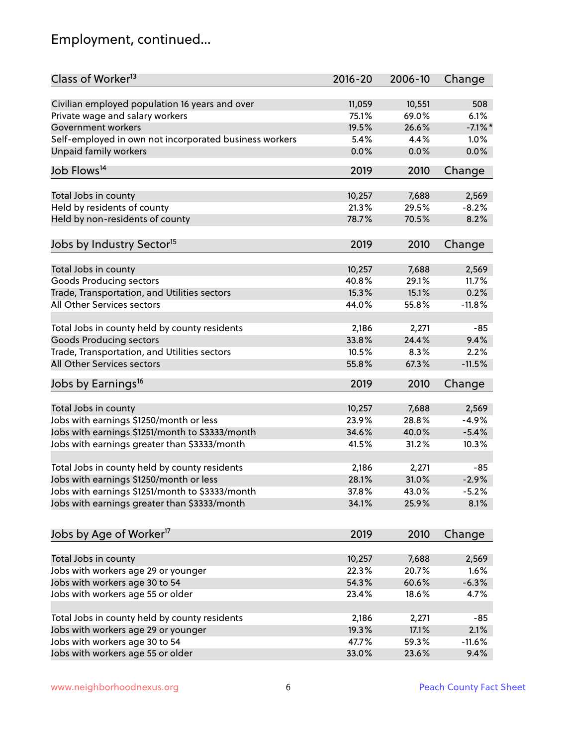## Employment, continued...

| Class of Worker[13] | 2016-20 | 2006-10 | Change |
|---|---|---|---|
| Civilian employed population 16 years and over | 11,059 | 10,551 | 508 |
| Private wage and salary workers | 75.1% | 69.0% | 6.1% |
| Government workers | 19.5% | 26.6% | -7.1%* |
| Self-employed in own not incorporated business workers | 5.4% | 4.4% | 1.0% |
| Unpaid family workers | 0.0% | 0.0% | 0.0% |

| Job Flows[14] | 2019 | 2010 | Change |
|---|---|---|---|
| Total Jobs in county | 10,257 | 7,688 | 2,569 |
| Held by residents of county | 21.3% | 29.5% | -8.2% |
| Held by non-residents of county | 78.7% | 70.5% | 8.2% |

| Jobs by Industry Sector[15] | 2019 | 2010 | Change |
|---|---|---|---|
| Total Jobs in county | 10,257 | 7,688 | 2,569 |
| Goods Producing sectors | 40.8% | 29.1% | 11.7% |
| Trade, Transportation, and Utilities sectors | 15.3% | 15.1% | 0.2% |
| All Other Services sectors | 44.0% | 55.8% | -11.8% |
| | | | |
| Total Jobs in county held by county residents | 2,186 | 2,271 | -85 |
| Goods Producing sectors | 33.8% | 24.4% | 9.4% |
| Trade, Transportation, and Utilities sectors | 10.5% | 8.3% | 2.2% |
| All Other Services sectors | 55.8% | 67.3% | -11.5% |

| Jobs by Earnings[16] | 2019 | 2010 | Change |
|---|---|---|---|
| Total Jobs in county | 10,257 | 7,688 | 2,569 |
| Jobs with earnings $1250/month or less | 23.9% | 28.8% | -4.9% |
| Jobs with earnings $1251/month to $3333/month | 34.6% | 40.0% | -5.4% |
| Jobs with earnings greater than $3333/month | 41.5% | 31.2% | 10.3% |
| | | | |
| Total Jobs in county held by county residents | 2,186 | 2,271 | -85 |
| Jobs with earnings $1250/month or less | 28.1% | 31.0% | -2.9% |
| Jobs with earnings $1251/month to $3333/month | 37.8% | 43.0% | -5.2% |
| Jobs with earnings greater than $3333/month | 34.1% | 25.9% | 8.1% |

| Jobs by Age of Worker[17] | 2019 | 2010 | Change |
|---|---|---|---|
| Total Jobs in county | 10,257 | 7,688 | 2,569 |
| Jobs with workers age 29 or younger | 22.3% | 20.7% | 1.6% |
| Jobs with workers age 30 to 54 | 54.3% | 60.6% | -6.3% |
| Jobs with workers age 55 or older | 23.4% | 18.6% | 4.7% |
| | | | |
| Total Jobs in county held by county residents | 2,186 | 2,271 | -85 |
| Jobs with workers age 29 or younger | 19.3% | 17.1% | 2.1% |
| Jobs with workers age 30 to 54 | 47.7% | 59.3% | -11.6% |
| Jobs with workers age 55 or older | 33.0% | 23.6% | 9.4% |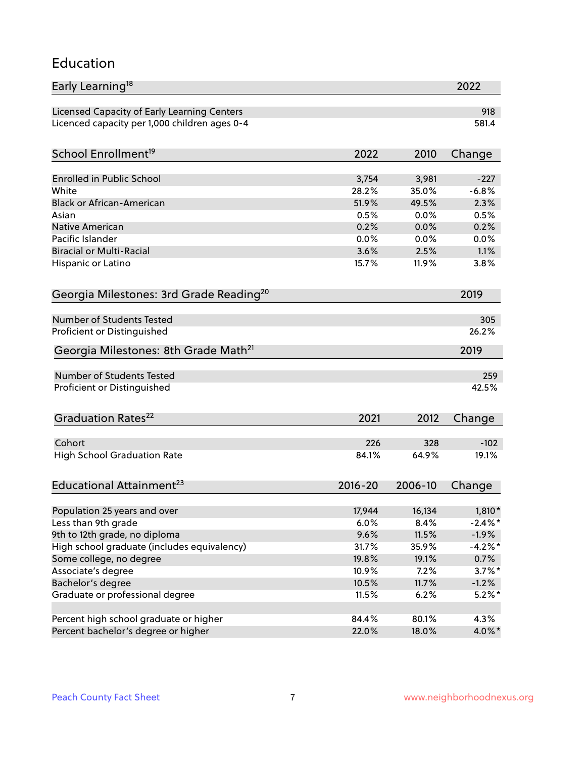## Education

| Early Learning[18] | 2022 |
|---|---|
| Licensed Capacity of Early Learning Centers | 918 |
| Licenced capacity per 1,000 children ages 0-4 | 581.4 |

| School Enrollment[19] | 2022 | 2010 | Change |
|---|---|---|---|
| Enrolled in Public School | 3,754 | 3,981 | -227 |
| White | 28.2% | 35.0% | -6.8% |
| Black or African-American | 51.9% | 49.5% | 2.3% |
| Asian | 0.5% | 0.0% | 0.5% |
| Native American | 0.2% | 0.0% | 0.2% |
| Pacific Islander | 0.0% | 0.0% | 0.0% |
| Biracial or Multi-Racial | 3.6% | 2.5% | 1.1% |
| Hispanic or Latino | 15.7% | 11.9% | 3.8% |

| Georgia Milestones: 3rd Grade Reading[20] | 2019 |
|---|---|
| Number of Students Tested | 305 |
| Proficient or Distinguished | 26.2% |

| Georgia Milestones: 8th Grade Math[21] | 2019 |
|---|---|
| Number of Students Tested | 259 |
| Proficient or Distinguished | 42.5% |

| Graduation Rates[22] | 2021 | 2012 | Change |
|---|---|---|---|
| Cohort | 226 | 328 | -102 |
| High School Graduation Rate | 84.1% | 64.9% | 19.1% |

| Educational Attainment[23] | 2016-20 | 2006-10 | Change |
|---|---|---|---|
| Population 25 years and over | 17,944 | 16,134 | 1,810* |
| Less than 9th grade | 6.0% | 8.4% | -2.4%* |
| 9th to 12th grade, no diploma | 9.6% | 11.5% | -1.9% |
| High school graduate (includes equivalency) | 31.7% | 35.9% | -4.2%* |
| Some college, no degree | 19.8% | 19.1% | 0.7% |
| Associate's degree | 10.9% | 7.2% | 3.7%* |
| Bachelor's degree | 10.5% | 11.7% | -1.2% |
| Graduate or professional degree | 11.5% | 6.2% | 5.2%* |
| | | | |
| Percent high school graduate or higher | 84.4% | 80.1% | 4.3% |
| Percent bachelor's degree or higher | 22.0% | 18.0% | 4.0%* |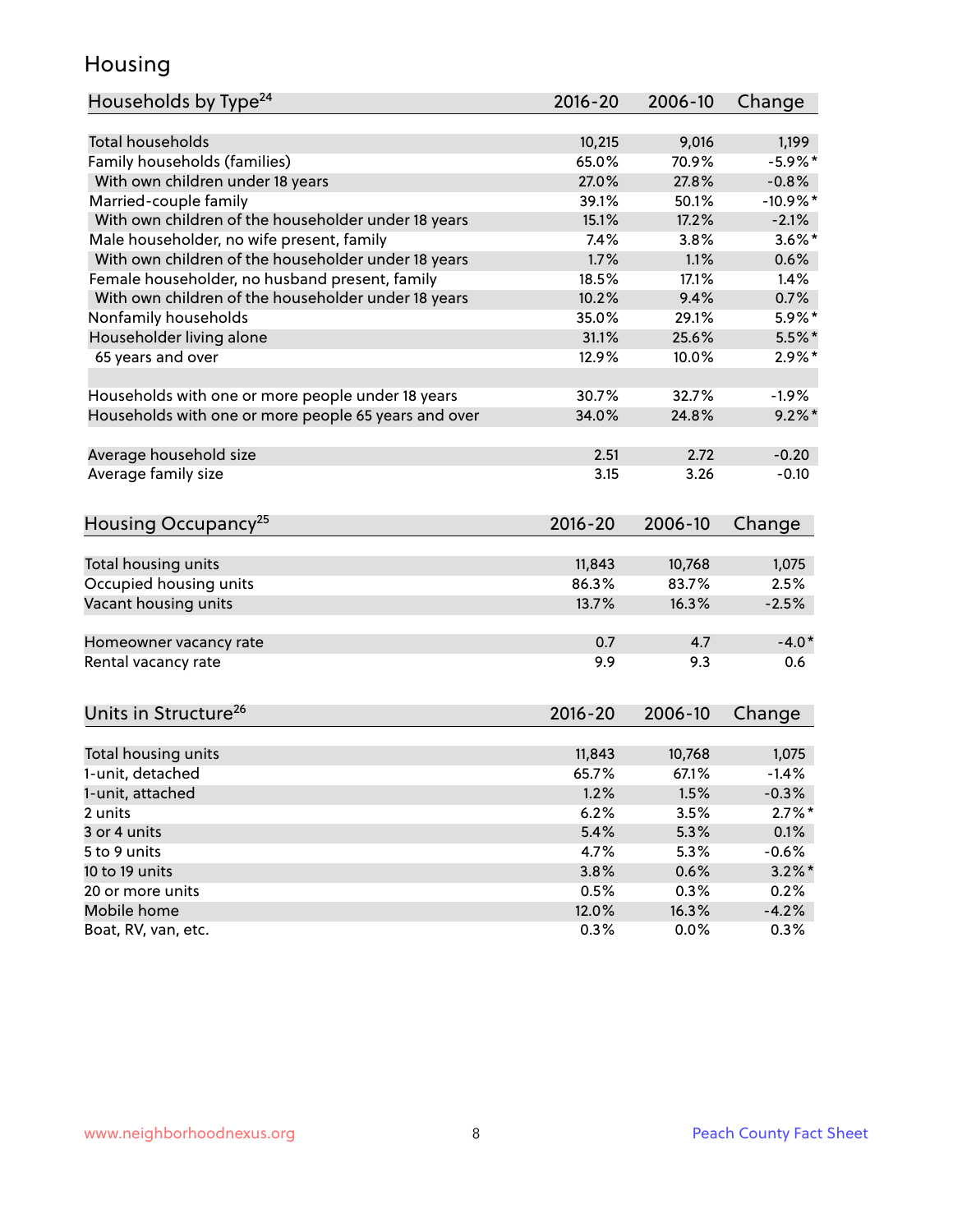# Housing

| Households by Type[24] | 2016-20 | 2006-10 | Change |
|---|---|---|---|
| Total households | 10,215 | 9,016 | 1,199 |
| Family households (families) | 65.0% | 70.9% | -5.9%* |
| With own children under 18 years | 27.0% | 27.8% | -0.8% |
| Married-couple family | 39.1% | 50.1% | -10.9%* |
| With own children of the householder under 18 years | 15.1% | 17.2% | -2.1% |
| Male householder, no wife present, family | 7.4% | 3.8% | 3.6%* |
| With own children of the householder under 18 years | 1.7% | 1.1% | 0.6% |
| Female householder, no husband present, family | 18.5% | 17.1% | 1.4% |
| With own children of the householder under 18 years | 10.2% | 9.4% | 0.7% |
| Nonfamily households | 35.0% | 29.1% | 5.9%* |
| Householder living alone | 31.1% | 25.6% | 5.5%* |
| 65 years and over | 12.9% | 10.0% | 2.9%* |
| | | | |
| Households with one or more people under 18 years | 30.7% | 32.7% | -1.9% |
| Households with one or more people 65 years and over | 34.0% | 24.8% | 9.2%* |
| | | | |
| Average household size | 2.51 | 2.72 | -0.20 |
| Average family size | 3.15 | 3.26 | -0.10 |

| Housing Occupancy[25] | 2016-20 | 2006-10 | Change |
|---|---|---|---|
| Total housing units | 11,843 | 10,768 | 1,075 |
| Occupied housing units | 86.3% | 83.7% | 2.5% |
| Vacant housing units | 13.7% | 16.3% | -2.5% |
| | | | |
| Homeowner vacancy rate | 0.7 | 4.7 | -4.0* |
| Rental vacancy rate | 9.9 | 9.3 | 0.6 |

| Units in Structure[26] | 2016-20 | 2006-10 | Change |
|---|---|---|---|
| Total housing units | 11,843 | 10,768 | 1,075 |
| 1-unit, detached | 65.7% | 67.1% | -1.4% |
| 1-unit, attached | 1.2% | 1.5% | -0.3% |
| 2 units | 6.2% | 3.5% | 2.7%* |
| 3 or 4 units | 5.4% | 5.3% | 0.1% |
| 5 to 9 units | 4.7% | 5.3% | -0.6% |
| 10 to 19 units | 3.8% | 0.6% | 3.2%* |
| 20 or more units | 0.5% | 0.3% | 0.2% |
| Mobile home | 12.0% | 16.3% | -4.2% |
| Boat, RV, van, etc. | 0.3% | 0.0% | 0.3% |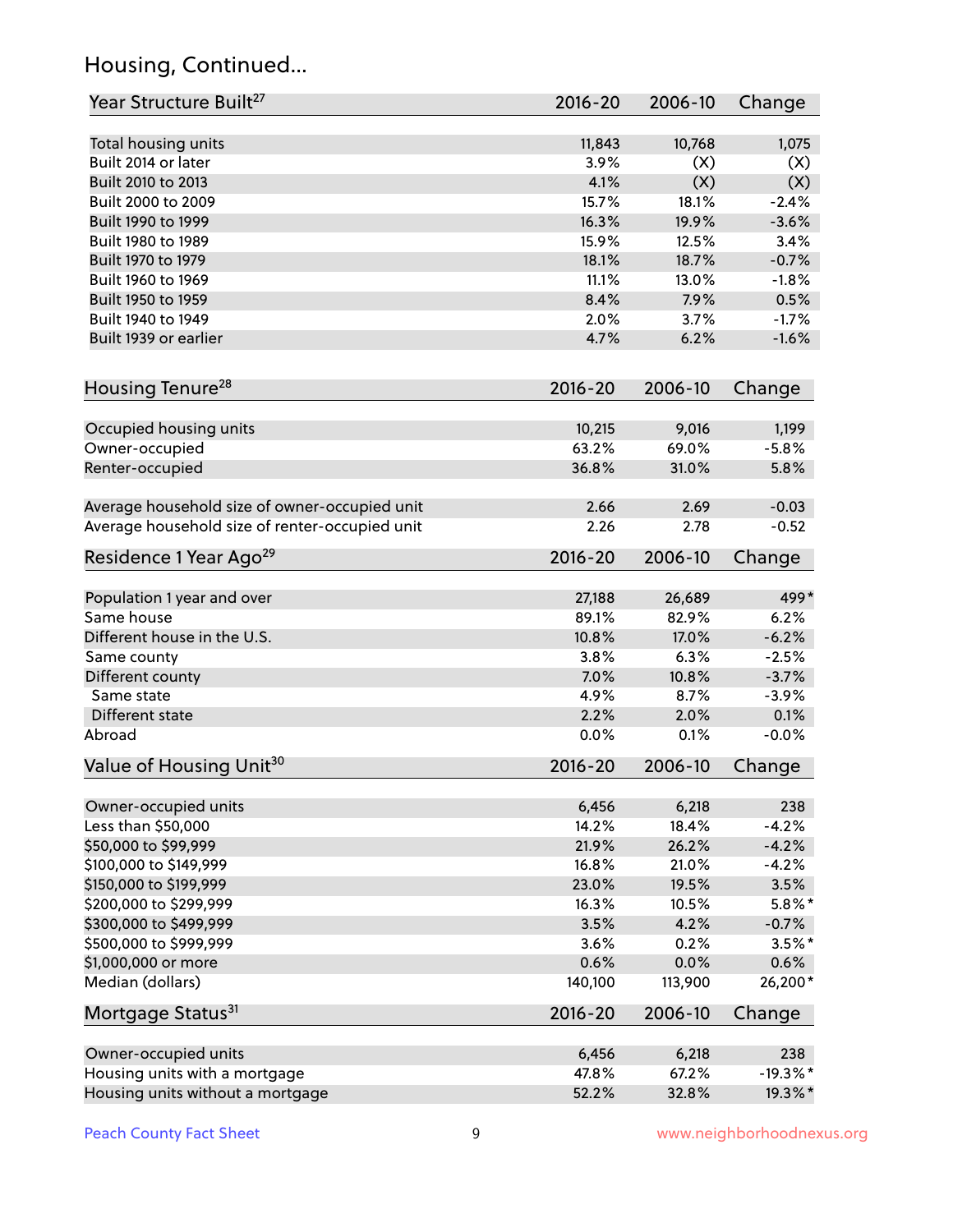## Housing, Continued...

| Year Structure Built[27] | 2016-20 | 2006-10 | Change |
|---|---|---|---|
| Total housing units | 11,843 | 10,768 | 1,075 |
| Built 2014 or later | 3.9% | (X) | (X) |
| Built 2010 to 2013 | 4.1% | (X) | (X) |
| Built 2000 to 2009 | 15.7% | 18.1% | -2.4% |
| Built 1990 to 1999 | 16.3% | 19.9% | -3.6% |
| Built 1980 to 1989 | 15.9% | 12.5% | 3.4% |
| Built 1970 to 1979 | 18.1% | 18.7% | -0.7% |
| Built 1960 to 1969 | 11.1% | 13.0% | -1.8% |
| Built 1950 to 1959 | 8.4% | 7.9% | 0.5% |
| Built 1940 to 1949 | 2.0% | 3.7% | -1.7% |
| Built 1939 or earlier | 4.7% | 6.2% | -1.6% |

| Housing Tenure[28] | 2016-20 | 2006-10 | Change |
|---|---|---|---|
| Occupied housing units | 10,215 | 9,016 | 1,199 |
| Owner-occupied | 63.2% | 69.0% | -5.8% |
| Renter-occupied | 36.8% | 31.0% | 5.8% |
| Average household size of owner-occupied unit | 2.66 | 2.69 | -0.03 |
| Average household size of renter-occupied unit | 2.26 | 2.78 | -0.52 |

| Residence 1 Year Ago[29] | 2016-20 | 2006-10 | Change |
|---|---|---|---|
| Population 1 year and over | 27,188 | 26,689 | 499* |
| Same house | 89.1% | 82.9% | 6.2% |
| Different house in the U.S. | 10.8% | 17.0% | -6.2% |
| Same county | 3.8% | 6.3% | -2.5% |
| Different county | 7.0% | 10.8% | -3.7% |
| Same state | 4.9% | 8.7% | -3.9% |
| Different state | 2.2% | 2.0% | 0.1% |
| Abroad | 0.0% | 0.1% | -0.0% |

| Value of Housing Unit[30] | 2016-20 | 2006-10 | Change |
|---|---|---|---|
| Owner-occupied units | 6,456 | 6,218 | 238 |
| Less than $50,000 | 14.2% | 18.4% | -4.2% |
| $50,000 to $99,999 | 21.9% | 26.2% | -4.2% |
| $100,000 to $149,999 | 16.8% | 21.0% | -4.2% |
| $150,000 to $199,999 | 23.0% | 19.5% | 3.5% |
| $200,000 to $299,999 | 16.3% | 10.5% | 5.8%* |
| $300,000 to $499,999 | 3.5% | 4.2% | -0.7% |
| $500,000 to $999,999 | 3.6% | 0.2% | 3.5%* |
| $1,000,000 or more | 0.6% | 0.0% | 0.6% |
| Median (dollars) | 140,100 | 113,900 | 26,200* |

| Mortgage Status[31] | 2016-20 | 2006-10 | Change |
|---|---|---|---|
| Owner-occupied units | 6,456 | 6,218 | 238 |
| Housing units with a mortgage | 47.8% | 67.2% | -19.3%* |
| Housing units without a mortgage | 52.2% | 32.8% | 19.3%* |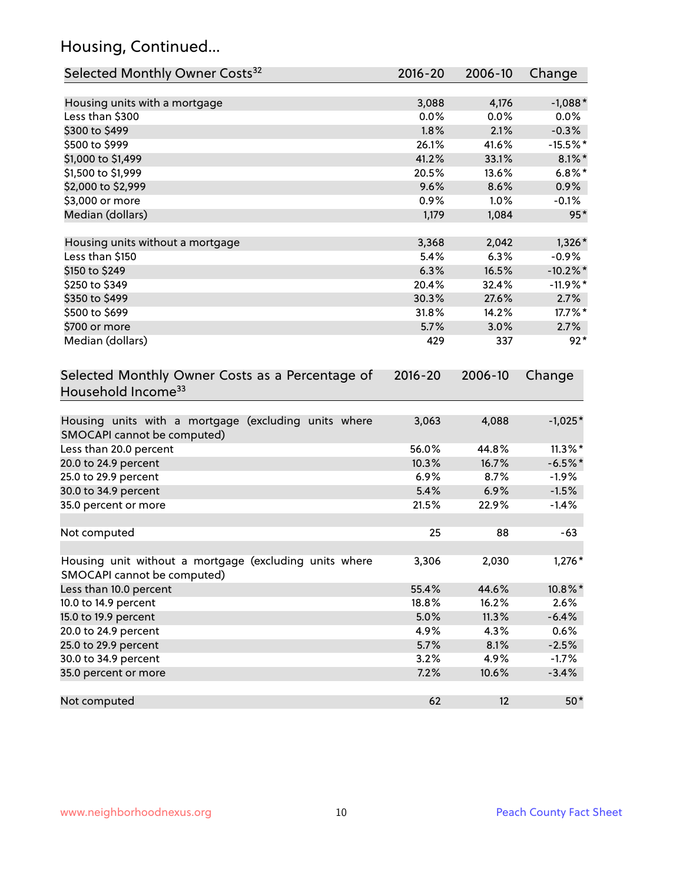## Housing, Continued...

| Selected Monthly Owner Costs[32] | 2016-20 | 2006-10 | Change |
|---|---|---|---|
| Housing units with a mortgage | 3,088 | 4,176 | -1,088* |
| Less than $300 | 0.0% | 0.0% | 0.0% |
| $300 to $499 | 1.8% | 2.1% | -0.3% |
| $500 to $999 | 26.1% | 41.6% | -15.5%* |
| $1,000 to $1,499 | 41.2% | 33.1% | 8.1%* |
| $1,500 to $1,999 | 20.5% | 13.6% | 6.8%* |
| $2,000 to $2,999 | 9.6% | 8.6% | 0.9% |
| $3,000 or more | 0.9% | 1.0% | -0.1% |
| Median (dollars) | 1,179 | 1,084 | 95* |
| | | | |
| Housing units without a mortgage | 3,368 | 2,042 | 1,326* |
| Less than $150 | 5.4% | 6.3% | -0.9% |
| $150 to $249 | 6.3% | 16.5% | -10.2%* |
| $250 to $349 | 20.4% | 32.4% | -11.9%* |
| $350 to $499 | 30.3% | 27.6% | 2.7% |
| $500 to $699 | 31.8% | 14.2% | 17.7%* |
| $700 or more | 5.7% | 3.0% | 2.7% |
| Median (dollars) | 429 | 337 | 92* |

| Selected Monthly Owner Costs as a Percentage of Household Income[33] | 2016-20 | 2006-10 | Change |
|---|---|---|---|
| Housing units with a mortgage (excluding units where SMOCAPI cannot be computed) | 3,063 | 4,088 | -1,025* |
| Less than 20.0 percent | 56.0% | 44.8% | 11.3%* |
| 20.0 to 24.9 percent | 10.3% | 16.7% | -6.5%* |
| 25.0 to 29.9 percent | 6.9% | 8.7% | -1.9% |
| 30.0 to 34.9 percent | 5.4% | 6.9% | -1.5% |
| 35.0 percent or more | 21.5% | 22.9% | -1.4% |
| | | | |
| Not computed | 25 | 88 | -63 |
| | | | |
| Housing unit without a mortgage (excluding units where SMOCAPI cannot be computed) | 3,306 | 2,030 | 1,276* |
| Less than 10.0 percent | 55.4% | 44.6% | 10.8%* |
| 10.0 to 14.9 percent | 18.8% | 16.2% | 2.6% |
| 15.0 to 19.9 percent | 5.0% | 11.3% | -6.4% |
| 20.0 to 24.9 percent | 4.9% | 4.3% | 0.6% |
| 25.0 to 29.9 percent | 5.7% | 8.1% | -2.5% |
| 30.0 to 34.9 percent | 3.2% | 4.9% | -1.7% |
| 35.0 percent or more | 7.2% | 10.6% | -3.4% |
| | | | |
| Not computed | 62 | 12 | 50* |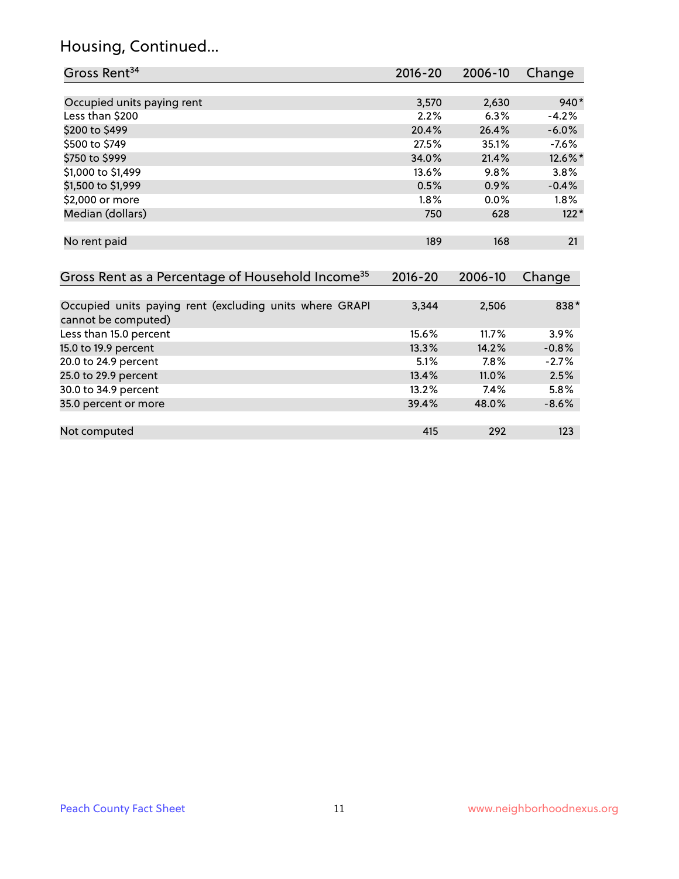# Housing, Continued...

| Gross Rent[34] | 2016-20 | 2006-10 | Change |
|---|---|---|---|
| Occupied units paying rent | 3,570 | 2,630 | 940* |
| Less than $200 | 2.2% | 6.3% | -4.2% |
| $200 to $499 | 20.4% | 26.4% | -6.0% |
| $500 to $749 | 27.5% | 35.1% | -7.6% |
| $750 to $999 | 34.0% | 21.4% | 12.6%* |
| $1,000 to $1,499 | 13.6% | 9.8% | 3.8% |
| $1,500 to $1,999 | 0.5% | 0.9% | -0.4% |
| $2,000 or more | 1.8% | 0.0% | 1.8% |
| Median (dollars) | 750 | 628 | 122* |
| No rent paid | 189 | 168 | 21 |

| Gross Rent as a Percentage of Household Income[35] | 2016-20 | 2006-10 | Change |
|---|---|---|---|
| Occupied units paying rent (excluding units where GRAPI cannot be computed) | 3,344 | 2,506 | 838* |
| Less than 15.0 percent | 15.6% | 11.7% | 3.9% |
| 15.0 to 19.9 percent | 13.3% | 14.2% | -0.8% |
| 20.0 to 24.9 percent | 5.1% | 7.8% | -2.7% |
| 25.0 to 29.9 percent | 13.4% | 11.0% | 2.5% |
| 30.0 to 34.9 percent | 13.2% | 7.4% | 5.8% |
| 35.0 percent or more | 39.4% | 48.0% | -8.6% |
| Not computed | 415 | 292 | 123 |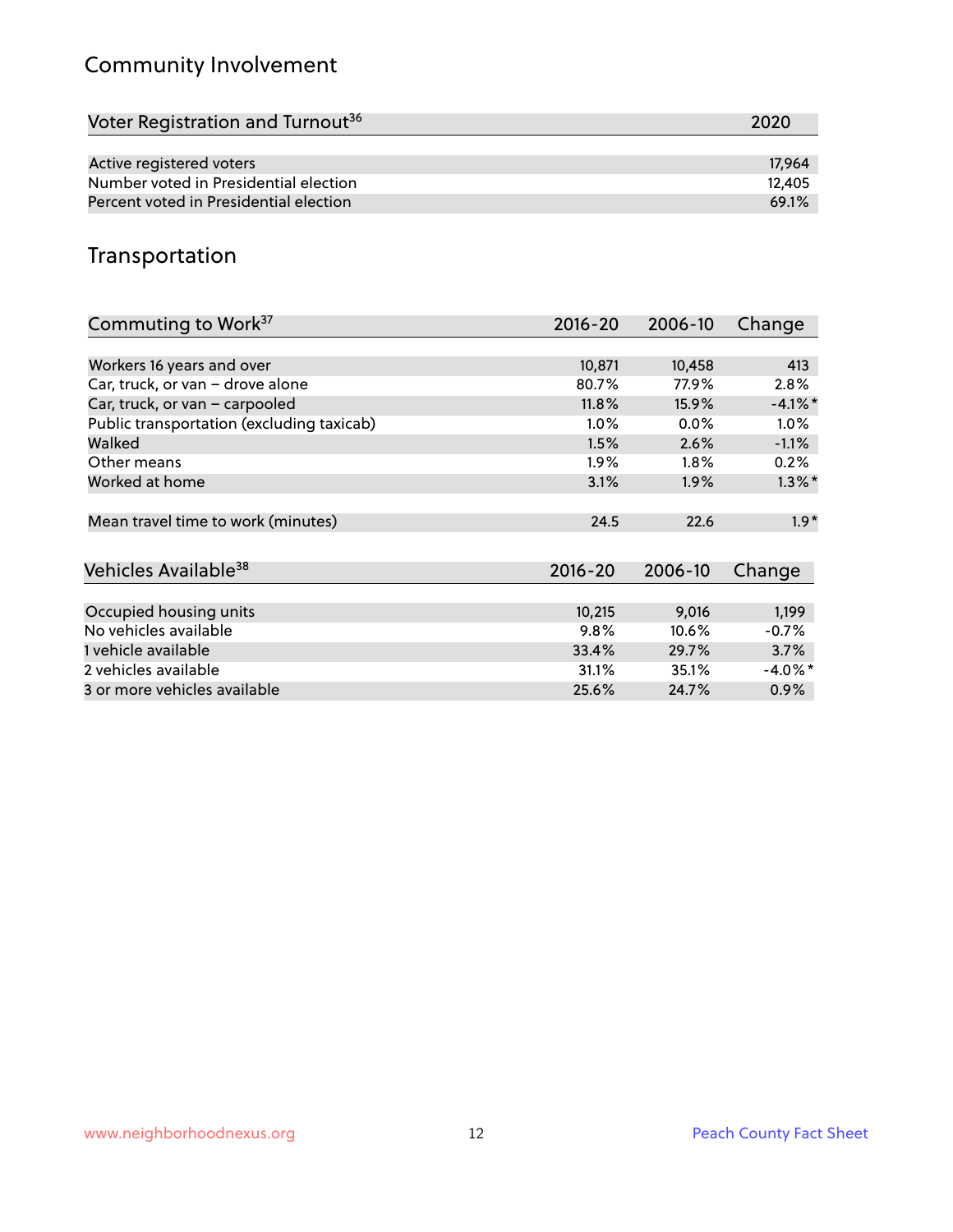## Community Involvement

| Voter Registration and Turnout[36] | 2020 |
|---|---|
| Active registered voters | 17,964 |
| Number voted in Presidential election | 12,405 |
| Percent voted in Presidential election | 69.1% |

## Transportation

| Commuting to Work[37] | 2016-20 | 2006-10 | Change |
|---|---|---|---|
| Workers 16 years and over | 10,871 | 10,458 | 413 |
| Car, truck, or van – drove alone | 80.7% | 77.9% | 2.8% |
| Car, truck, or van – carpooled | 11.8% | 15.9% | -4.1%* |
| Public transportation (excluding taxicab) | 1.0% | 0.0% | 1.0% |
| Walked | 1.5% | 2.6% | -1.1% |
| Other means | 1.9% | 1.8% | 0.2% |
| Worked at home | 3.1% | 1.9% | 1.3%* |
| Mean travel time to work (minutes) | 24.5 | 22.6 | 1.9* |

| Vehicles Available[38] | 2016-20 | 2006-10 | Change |
|---|---|---|---|
| Occupied housing units | 10,215 | 9,016 | 1,199 |
| No vehicles available | 9.8% | 10.6% | -0.7% |
| 1 vehicle available | 33.4% | 29.7% | 3.7% |
| 2 vehicles available | 31.1% | 35.1% | -4.0%* |
| 3 or more vehicles available | 25.6% | 24.7% | 0.9% |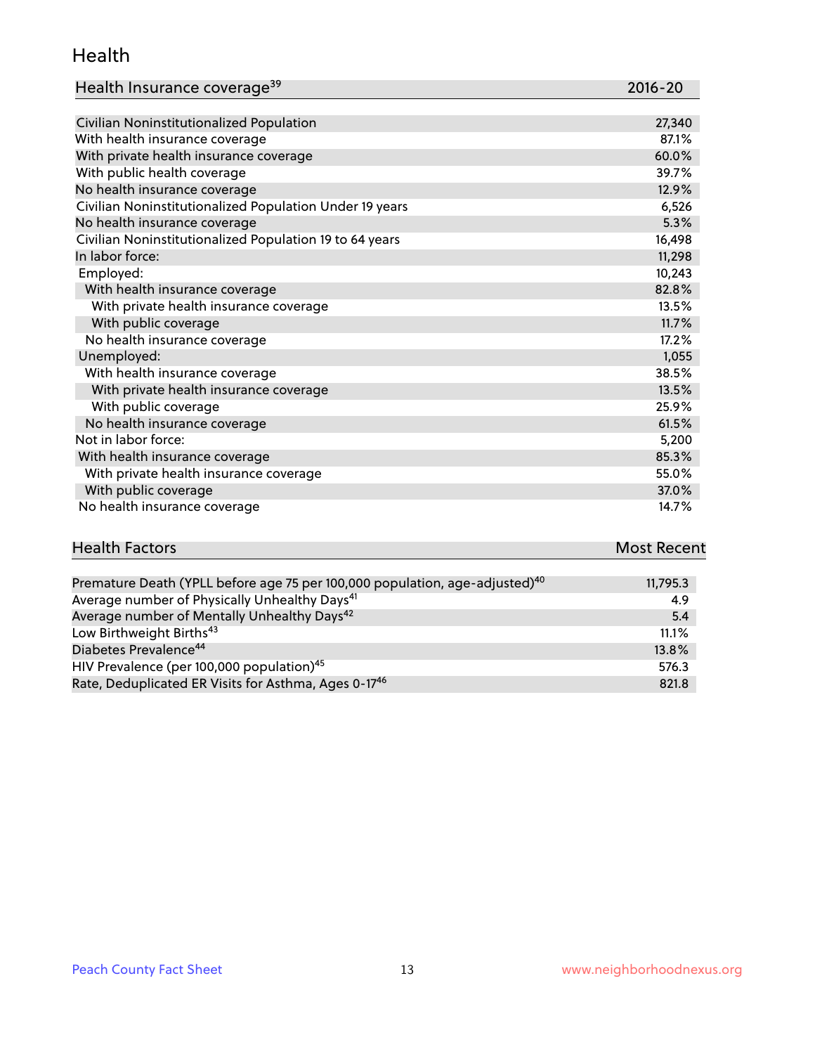## Health

| Health Insurance coverage[39] | 2016-20 |
| --- | --- |
| Civilian Noninstitutionalized Population | 27,340 |
| With health insurance coverage | 87.1% |
| With private health insurance coverage | 60.0% |
| With public health coverage | 39.7% |
| No health insurance coverage | 12.9% |
| Civilian Noninstitutionalized Population Under 19 years | 6,526 |
| No health insurance coverage | 5.3% |
| Civilian Noninstitutionalized Population 19 to 64 years | 16,498 |
| In labor force: | 11,298 |
| Employed: | 10,243 |
| With health insurance coverage | 82.8% |
| With private health insurance coverage | 13.5% |
| With public coverage | 11.7% |
| No health insurance coverage | 17.2% |
| Unemployed: | 1,055 |
| With health insurance coverage | 38.5% |
| With private health insurance coverage | 13.5% |
| With public coverage | 25.9% |
| No health insurance coverage | 61.5% |
| Not in labor force: | 5,200 |
| With health insurance coverage | 85.3% |
| With private health insurance coverage | 55.0% |
| With public coverage | 37.0% |
| No health insurance coverage | 14.7% |

| Health Factors | Most Recent |
| --- | --- |
| Premature Death (YPLL before age 75 per 100,000 population, age-adjusted)[40] | 11,795.3 |
| Average number of Physically Unhealthy Days[41] | 4.9 |
| Average number of Mentally Unhealthy Days[42] | 5.4 |
| Low Birthweight Births[43] | 11.1% |
| Diabetes Prevalence[44] | 13.8% |
| HIV Prevalence (per 100,000 population)[45] | 576.3 |
| Rate, Deduplicated ER Visits for Asthma, Ages 0-17[46] | 821.8 |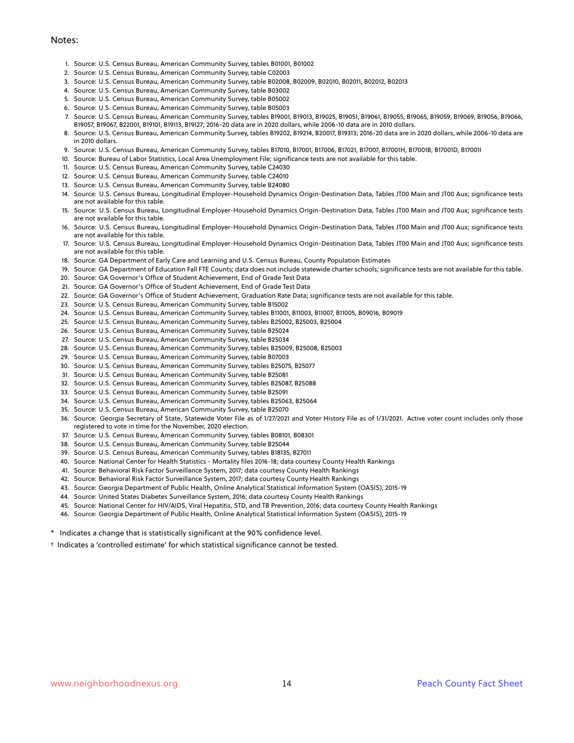Notes:

1. Source: U.S. Census Bureau, American Community Survey, tables B01001, B01002
2. Source: U.S. Census Bureau, American Community Survey, table C02003
3. Source: U.S. Census Bureau, American Community Survey, table B02008, B02009, B02010, B02011, B02012, B02013
4. Source: U.S. Census Bureau, American Community Survey, table B03002
5. Source: U.S. Census Bureau, American Community Survey, table B05002
6. Source: U.S. Census Bureau, American Community Survey, table B05003
7. Source: U.S. Census Bureau, American Community Survey, tables B19001, B19013, B19025, B19051, B19061, B19055, B19065, B19059, B19069, B19056, B19066, B19057, B19067, B22001, B19101, B19113, B19127; 2016-20 data are in 2020 dollars, while 2006-10 data are in 2010 dollars.
8. Source: U.S. Census Bureau, American Community Survey, tables B19202, B19214, B20017, B19313; 2016-20 data are in 2020 dollars, while 2006-10 data are in 2010 dollars.
9. Source: U.S. Census Bureau, American Community Survey, tables B17010, B17001, B17006, B17021, B17007, B17001H, B17001B, B17001D, B17001I
10. Source: Bureau of Labor Statistics, Local Area Unemployment File; significance tests are not available for this table.
11. Source: U.S. Census Bureau, American Community Survey, table C24030
12. Source: U.S. Census Bureau, American Community Survey, table C24010
13. Source: U.S. Census Bureau, American Community Survey, table B24080
14. Source: U.S. Census Bureau, Longitudinal Employer-Household Dynamics Origin-Destination Data, Tables JT00 Main and JT00 Aux; significance tests are not available for this table.
15. Source: U.S. Census Bureau, Longitudinal Employer-Household Dynamics Origin-Destination Data, Tables JT00 Main and JT00 Aux; significance tests are not available for this table.
16. Source: U.S. Census Bureau, Longitudinal Employer-Household Dynamics Origin-Destination Data, Tables JT00 Main and JT00 Aux; significance tests are not available for this table.
17. Source: U.S. Census Bureau, Longitudinal Employer-Household Dynamics Origin-Destination Data, Tables JT00 Main and JT00 Aux; significance tests are not available for this table.
18. Source: GA Department of Early Care and Learning and U.S. Census Bureau, County Population Estimates
19. Source: GA Department of Education Fall FTE Counts; data does not include statewide charter schools; significance tests are not available for this table.
20. Source: GA Governor's Office of Student Achievement, End of Grade Test Data
21. Source: GA Governor's Office of Student Achievement, End of Grade Test Data
22. Source: GA Governor's Office of Student Achievement, Graduation Rate Data; significance tests are not available for this table.
23. Source: U.S. Census Bureau, American Community Survey, table B15002
24. Source: U.S. Census Bureau, American Community Survey, tables B11001, B11003, B11007, B11005, B09016, B09019
25. Source: U.S. Census Bureau, American Community Survey, tables B25002, B25003, B25004
26. Source: U.S. Census Bureau, American Community Survey, table B25024
27. Source: U.S. Census Bureau, American Community Survey, table B25034
28. Source: U.S. Census Bureau, American Community Survey, tables B25009, B25008, B25003
29. Source: U.S. Census Bureau, American Community Survey, table B07003
30. Source: U.S. Census Bureau, American Community Survey, tables B25075, B25077
31. Source: U.S. Census Bureau, American Community Survey, table B25081
32. Source: U.S. Census Bureau, American Community Survey, tables B25087, B25088
33. Source: U.S. Census Bureau, American Community Survey, table B25091
34. Source: U.S. Census Bureau, American Community Survey, tables B25063, B25064
35. Source: U.S. Census Bureau, American Community Survey, table B25070
36. Source: Georgia Secretary of State, Statewide Voter File as of 1/27/2021 and Voter History File as of 1/31/2021. Active voter count includes only those registered to vote in time for the November, 2020 election.
37. Source: U.S. Census Bureau, American Community Survey, tables B08101, B08301
38. Source: U.S. Census Bureau, American Community Survey, table B25044
39. Source: U.S. Census Bureau, American Community Survey, tables B18135, B27011
40. Source: National Center for Health Statistics - Mortality files 2016-18; data courtesy County Health Rankings
41. Source: Behavioral Risk Factor Surveillance System, 2017; data courtesy County Health Rankings
42. Source: Behavioral Risk Factor Surveillance System, 2017; data courtesy County Health Rankings
43. Source: Georgia Department of Public Health, Online Analytical Statistical Information System (OASIS), 2015-19
44. Source: United States Diabetes Surveillance System, 2016; data courtesy County Health Rankings
45. Source: National Center for HIV/AIDS, Viral Hepatitis, STD, and TB Prevention, 2016; data courtesy County Health Rankings
46. Source: Georgia Department of Public Health, Online Analytical Statistical Information System (OASIS), 2015-19

* Indicates a change that is statistically significant at the 90% confidence level.

† Indicates a 'controlled estimate' for which statistical significance cannot be tested.